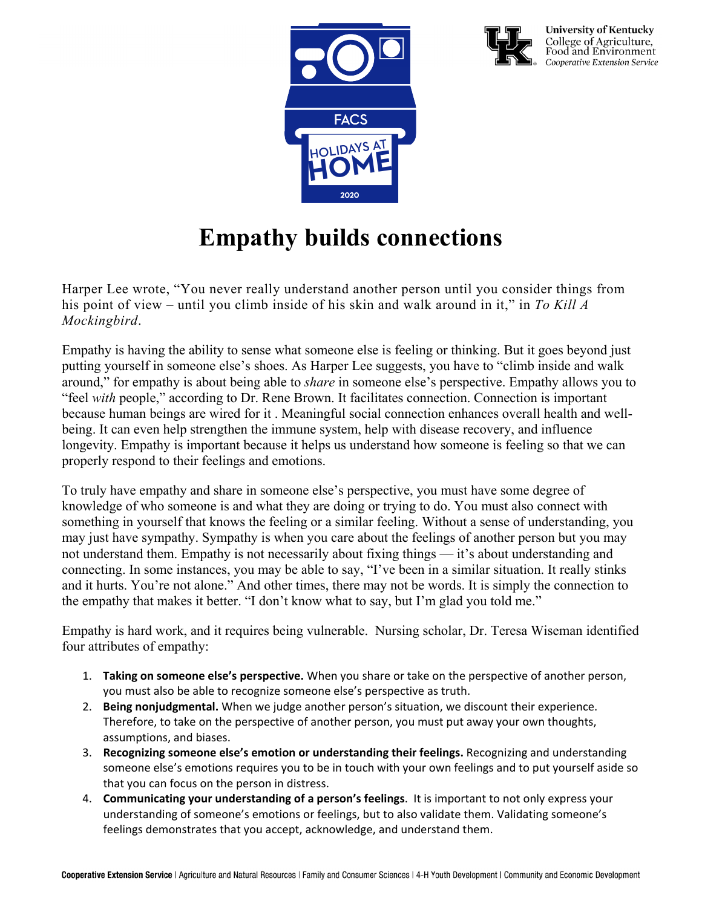# Empathy builds connections

Harper Lee wrote, "You never really understand another person until you consider things from his point of view – until you climb inside of his skin and walk around in it," in *To Kill A Mockingbird*.

Empathy is having the ability to sense what someone else is feeling or thinking. But it goes beyond just putting yourself in someone else's shoes. As Harper Lee suggests, you have to "climb inside and walk around," for empathy is about being able to *share* in someone else's perspective. Empathy allows you to "feel *with* people," according to Dr. Rene Brown. It facilitates connection. Connection is important because human beings are wired for it . Meaningful social connection enhances overall health and well-being. It can even help strengthen the immune system, help with disease recovery, and influence longevity. Empathy is important because it helps us understand how someone is feeling so that we can properly respond to their feelings and emotions.

To truly have empathy and share in someone else's perspective, you must have some degree of knowledge of who someone is and what they are doing or trying to do. You must also connect with something in yourself that knows the feeling or a similar feeling. Without a sense of understanding, you may just have sympathy. Sympathy is when you care about the feelings of another person but you may not understand them. Empathy is not necessarily about fixing things — it's about understanding and connecting. In some instances, you may be able to say, "I've been in a similar situation. It really stinks and it hurts. You're not alone." And other times, there may not be words. It is simply the connection to the empathy that makes it better. "I don't know what to say, but I'm glad you told me."

Empathy is hard work, and it requires being vulnerable. Nursing scholar, Dr. Teresa Wiseman identified four attributes of empathy:

1. **Taking on someone else's perspective.** When you share or take on the perspective of another person, you must also be able to recognize someone else's perspective as truth.
2. **Being nonjudgmental.** When we judge another person's situation, we discount their experience. Therefore, to take on the perspective of another person, you must put away your own thoughts, assumptions, and biases.
3. **Recognizing someone else's emotion or understanding their feelings.** Recognizing and understanding someone else's emotions requires you to be in touch with your own feelings and to put yourself aside so that you can focus on the person in distress.
4. **Communicating your understanding of a person's feelings**. It is important to not only express your understanding of someone's emotions or feelings, but to also validate them. Validating someone's feelings demonstrates that you accept, acknowledge, and understand them.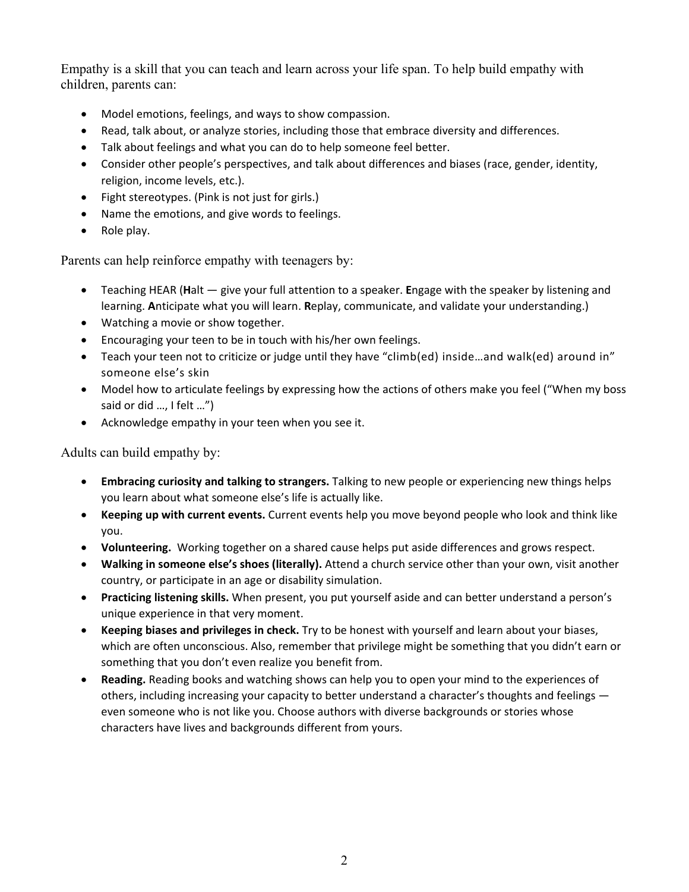Empathy is a skill that you can teach and learn across your life span. To help build empathy with children, parents can:

- Model emotions, feelings, and ways to show compassion.
- Read, talk about, or analyze stories, including those that embrace diversity and differences.
- Talk about feelings and what you can do to help someone feel better.
- Consider other people's perspectives, and talk about differences and biases (race, gender, identity, religion, income levels, etc.).
- Fight stereotypes. (Pink is not just for girls.)
- Name the emotions, and give words to feelings.
- Role play.

Parents can help reinforce empathy with teenagers by:

- Teaching HEAR (**H**alt — give your full attention to a speaker. **E**ngage with the speaker by listening and learning. **A**nticipate what you will learn. **R**eplay, communicate, and validate your understanding.)
- Watching a movie or show together.
- Encouraging your teen to be in touch with his/her own feelings.
- Teach your teen not to criticize or judge until they have "climb(ed) inside…and walk(ed) around in" someone else's skin
- Model how to articulate feelings by expressing how the actions of others make you feel ("When my boss said or did …, I felt …")
- Acknowledge empathy in your teen when you see it.

Adults can build empathy by:

- **Embracing curiosity and talking to strangers.** Talking to new people or experiencing new things helps you learn about what someone else's life is actually like.
- **Keeping up with current events.** Current events help you move beyond people who look and think like you.
- **Volunteering.** Working together on a shared cause helps put aside differences and grows respect.
- **Walking in someone else's shoes (literally).** Attend a church service other than your own, visit another country, or participate in an age or disability simulation.
- **Practicing listening skills.** When present, you put yourself aside and can better understand a person's unique experience in that very moment.
- **Keeping biases and privileges in check.** Try to be honest with yourself and learn about your biases, which are often unconscious. Also, remember that privilege might be something that you didn't earn or something that you don't even realize you benefit from.
- **Reading.** Reading books and watching shows can help you to open your mind to the experiences of others, including increasing your capacity to better understand a character's thoughts and feelings — even someone who is not like you. Choose authors with diverse backgrounds or stories whose characters have lives and backgrounds different from yours.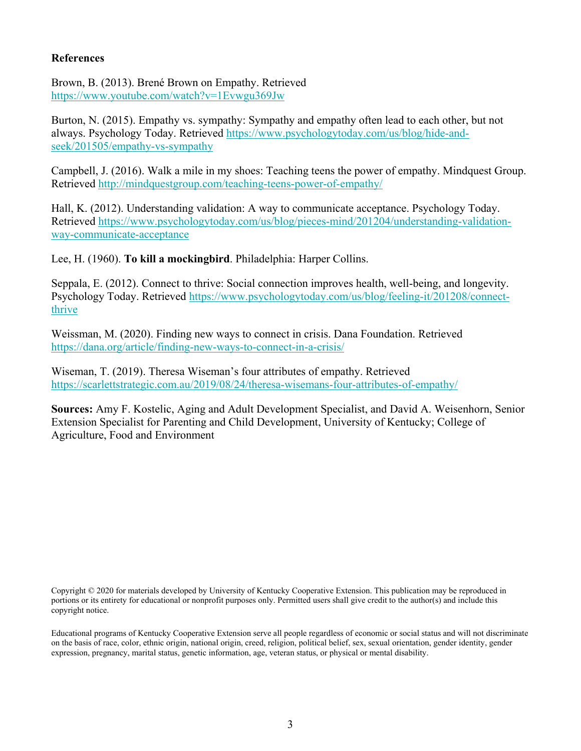**References**

Brown, B. (2013). Brené Brown on Empathy. Retrieved https://www.youtube.com/watch?v=1Evwgu369Jw

Burton, N. (2015). Empathy vs. sympathy: Sympathy and empathy often lead to each other, but not always. Psychology Today. Retrieved https://www.psychologytoday.com/us/blog/hide-and-seek/201505/empathy-vs-sympathy

Campbell, J. (2016). Walk a mile in my shoes: Teaching teens the power of empathy. Mindquest Group. Retrieved http://mindquestgroup.com/teaching-teens-power-of-empathy/

Hall, K. (2012). Understanding validation: A way to communicate acceptance. Psychology Today. Retrieved https://www.psychologytoday.com/us/blog/pieces-mind/201204/understanding-validation-way-communicate-acceptance

Lee, H. (1960). **To kill a mockingbird**. Philadelphia: Harper Collins.

Seppala, E. (2012). Connect to thrive: Social connection improves health, well-being, and longevity. Psychology Today. Retrieved https://www.psychologytoday.com/us/blog/feeling-it/201208/connect-thrive

Weissman, M. (2020). Finding new ways to connect in crisis. Dana Foundation. Retrieved https://dana.org/article/finding-new-ways-to-connect-in-a-crisis/

Wiseman, T. (2019). Theresa Wiseman's four attributes of empathy. Retrieved https://scarlettstrategic.com.au/2019/08/24/theresa-wisemans-four-attributes-of-empathy/

**Sources:** Amy F. Kostelic, Aging and Adult Development Specialist, and David A. Weisenhorn, Senior Extension Specialist for Parenting and Child Development, University of Kentucky; College of Agriculture, Food and Environment

Copyright © 2020 for materials developed by University of Kentucky Cooperative Extension. This publication may be reproduced in portions or its entirety for educational or nonprofit purposes only. Permitted users shall give credit to the author(s) and include this copyright notice.

Educational programs of Kentucky Cooperative Extension serve all people regardless of economic or social status and will not discriminate on the basis of race, color, ethnic origin, national origin, creed, religion, political belief, sex, sexual orientation, gender identity, gender expression, pregnancy, marital status, genetic information, age, veteran status, or physical or mental disability.